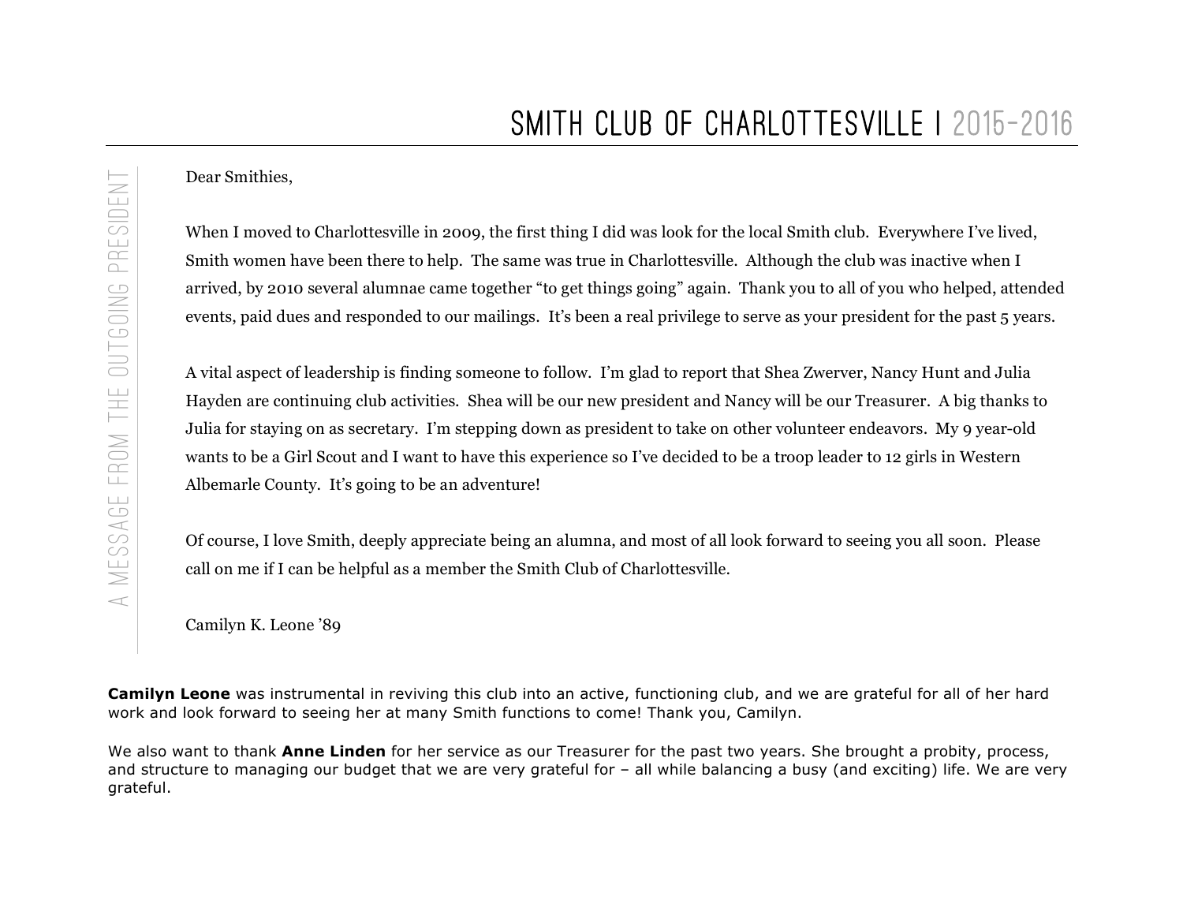# SMITH CLUB OF CHARLOTTESVILLE | 2015-2016

## A MESSAGE FROM THE OUTGOING PRESIDENT

Dear Smithies,

When I moved to Charlottesville in 2009, the first thing I did was look for the local Smith club. Everywhere I've lived, Smith women have been there to help. The same was true in Charlottesville. Although the club was inactive when I arrived, by 2010 several alumnae came together "to get things going" again. Thank you to all of you who helped, attended events, paid dues and responded to our mailings. It's been a real privilege to serve as your president for the past 5 years.

A vital aspect of leadership is finding someone to follow. I'm glad to report that Shea Zwerver, Nancy Hunt and Julia Hayden are continuing club activities. Shea will be our new president and Nancy will be our Treasurer. A big thanks to Julia for staying on as secretary. I'm stepping down as president to take on other volunteer endeavors. My 9 year-old wants to be a Girl Scout and I want to have this experience so I've decided to be a troop leader to 12 girls in Western Albemarle County. It's going to be an adventure!

Of course, I love Smith, deeply appreciate being an alumna, and most of all look forward to seeing you all soon. Please call on me if I can be helpful as a member the Smith Club of Charlottesville.

Camilyn K. Leone '89

**Camilyn Leone** was instrumental in reviving this club into an active, functioning club, and we are grateful for all of her hard work and look forward to seeing her at many Smith functions to come! Thank you, Camilyn.

We also want to thank **Anne Linden** for her service as our Treasurer for the past two years. She brought a probity, process, and structure to managing our budget that we are very grateful for – all while balancing a busy (and exciting) life. We are very grateful.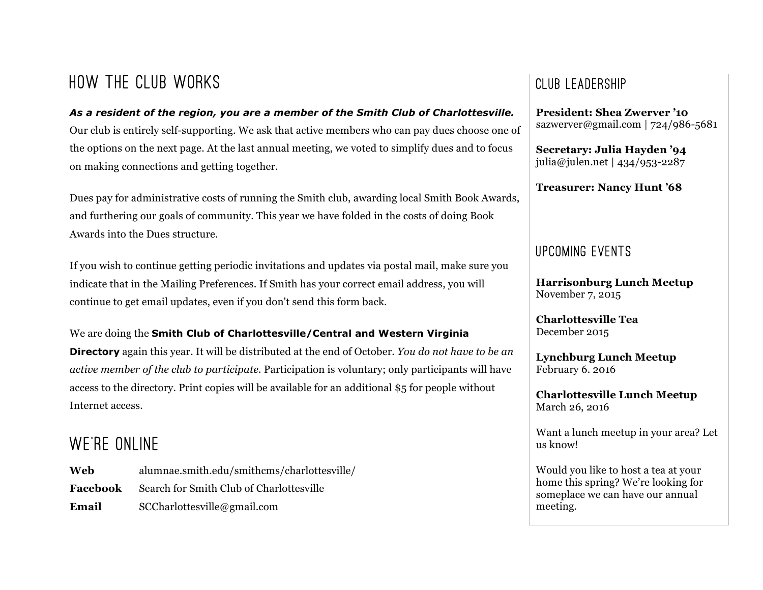# HOW THE CLUB WORKS

***As a resident of the region, you are a member of the Smith Club of Charlottesville.*** Our club is entirely self-supporting. We ask that active members who can pay dues choose one of the options on the next page. At the last annual meeting, we voted to simplify dues and to focus on making connections and getting together.

Dues pay for administrative costs of running the Smith club, awarding local Smith Book Awards, and furthering our goals of community. This year we have folded in the costs of doing Book Awards into the Dues structure.

If you wish to continue getting periodic invitations and updates via postal mail, make sure you indicate that in the Mailing Preferences. If Smith has your correct email address, you will continue to get email updates, even if you don't send this form back.

We are doing the **Smith Club of Charlottesville/Central and Western Virginia Directory** again this year. It will be distributed at the end of October. *You do not have to be an active member of the club to participate.* Participation is voluntary; only participants will have access to the directory. Print copies will be available for an additional $5 for people without Internet access.

# WE'RE ONLINE

| | |
|---|---|
| **Web** | alumnae.smith.edu/smithcms/charlottesville/ |
| **Facebook** | Search for Smith Club of Charlottesville |
| **Email** | SCCharlottesville@gmail.com |

## CLUB LEADERSHIP

**President: Shea Zwerver '10**
sazwerver@gmail.com | 724/986-5681

**Secretary: Julia Hayden '94**
julia@julen.net | 434/953-2287

**Treasurer: Nancy Hunt '68**

## UPCOMING EVENTS

**Harrisonburg Lunch Meetup**
November 7, 2015

**Charlottesville Tea**
December 2015

**Lynchburg Lunch Meetup**
February 6. 2016

**Charlottesville Lunch Meetup**
March 26, 2016

Want a lunch meetup in your area? Let us know!

Would you like to host a tea at your home this spring? We're looking for someplace we can have our annual meeting.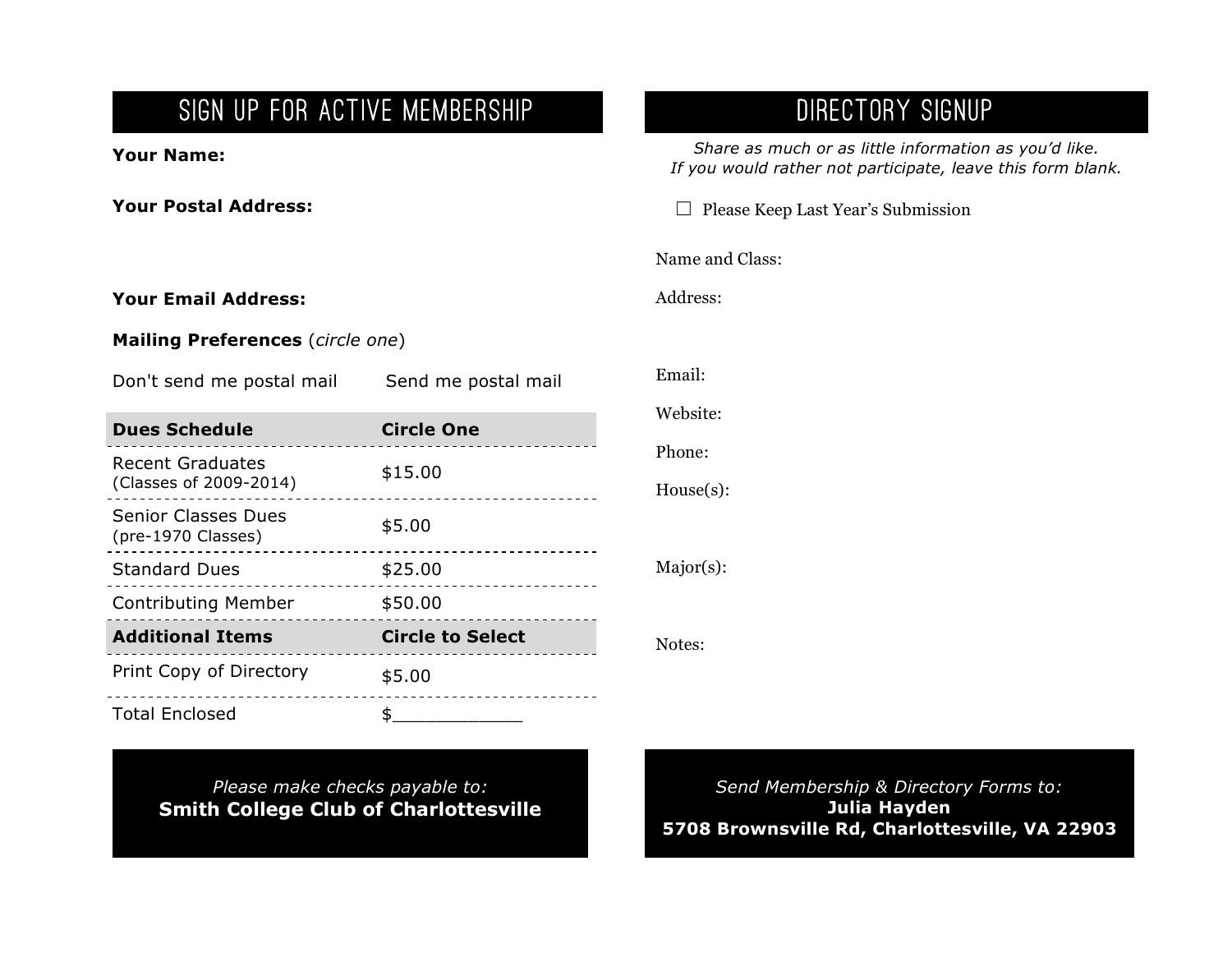## SIGN UP FOR ACTIVE MEMBERSHIP

**Your Name:**

**Your Postal Address:**

**Your Email Address:**

**Mailing Preferences** (*circle one*)

Don't send me postal mail    Send me postal mail

| **Dues Schedule** | **Circle One** |
|---|---|
| Recent Graduates (Classes of 2009-2014) | $15.00 |
| Senior Classes Dues (pre-1970 Classes) | $5.00 |
| Standard Dues | $25.00 |
| Contributing Member | $50.00 |
| **Additional Items** | **Circle to Select** |
| Print Copy of Directory | $5.00 |
| Total Enclosed | $____________ |

*Please make checks payable to:*
**Smith College Club of Charlottesville**

## DIRECTORY SIGNUP

*Share as much or as little information as you'd like.*
*If you would rather not participate, leave this form blank.*

☐ Please Keep Last Year's Submission

Name and Class:

Address:

Email:

Website:

Phone:

House(s):

Major(s):

Notes:

*Send Membership & Directory Forms to:*
**Julia Hayden**
**5708 Brownsville Rd, Charlottesville, VA 22903**